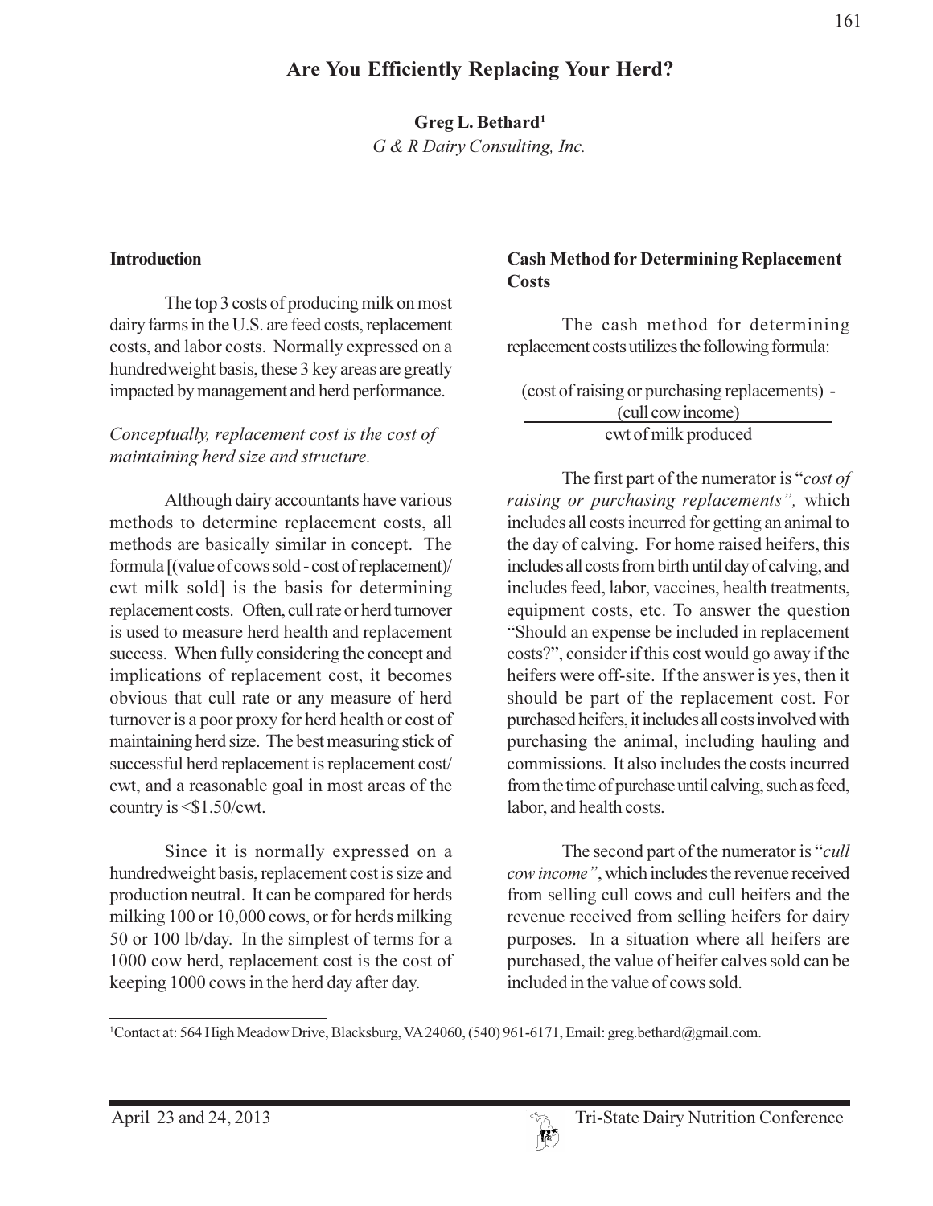# Are You Efficiently Replacing Your Herd?

**Greg L. Bethard[1]**

*G & R Dairy Consulting, Inc.*

## Introduction

The top 3 costs of producing milk on most dairy farms in the U.S. are feed costs, replacement costs, and labor costs. Normally expressed on a hundredweight basis, these 3 key areas are greatly impacted by management and herd performance.

*Conceptually, replacement cost is the cost of maintaining herd size and structure.*

Although dairy accountants have various methods to determine replacement costs, all methods are basically similar in concept. The formula [(value of cows sold - cost of replacement)/ cwt milk sold] is the basis for determining replacement costs. Often, cull rate or herd turnover is used to measure herd health and replacement success. When fully considering the concept and implications of replacement cost, it becomes obvious that cull rate or any measure of herd turnover is a poor proxy for herd health or cost of maintaining herd size. The best measuring stick of successful herd replacement is replacement cost/ cwt, and a reasonable goal in most areas of the country is <$1.50/cwt.

Since it is normally expressed on a hundredweight basis, replacement cost is size and production neutral. It can be compared for herds milking 100 or 10,000 cows, or for herds milking 50 or 100 lb/day. In the simplest of terms for a 1000 cow herd, replacement cost is the cost of keeping 1000 cows in the herd day after day.

## Cash Method for Determining Replacement Costs

The cash method for determining replacement costs utilizes the following formula:

$$\frac{(\text{cost of raising or purchasing replacements}) - (\text{cull cow income})}{\text{cwt of milk produced}}$$

The first part of the numerator is "*cost of raising or purchasing replacements",* which includes all costs incurred for getting an animal to the day of calving. For home raised heifers, this includes all costs from birth until day of calving, and includes feed, labor, vaccines, health treatments, equipment costs, etc. To answer the question "Should an expense be included in replacement costs?", consider if this cost would go away if the heifers were off-site. If the answer is yes, then it should be part of the replacement cost. For purchased heifers, it includes all costs involved with purchasing the animal, including hauling and commissions. It also includes the costs incurred from the time of purchase until calving, such as feed, labor, and health costs.

The second part of the numerator is "*cull cow income"*, which includes the revenue received from selling cull cows and cull heifers and the revenue received from selling heifers for dairy purposes. In a situation where all heifers are purchased, the value of heifer calves sold can be included in the value of cows sold.

[1]Contact at: 564 High Meadow Drive, Blacksburg, VA 24060, (540) 961-6171, Email: greg.bethard@gmail.com.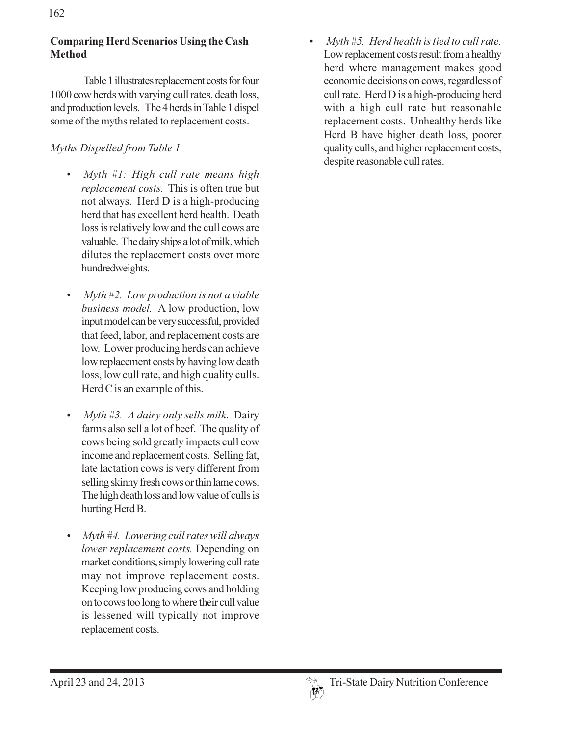**Comparing Herd Scenarios Using the Cash Method**

Table 1 illustrates replacement costs for four 1000 cow herds with varying cull rates, death loss, and production levels. The 4 herds in Table 1 dispel some of the myths related to replacement costs.

*Myths Dispelled from Table 1.*

- *Myth #1: High cull rate means high replacement costs.* This is often true but not always. Herd D is a high-producing herd that has excellent herd health. Death loss is relatively low and the cull cows are valuable. The dairy ships a lot of milk, which dilutes the replacement costs over more hundredweights.

- *Myth #2. Low production is not a viable business model.* A low production, low input model can be very successful, provided that feed, labor, and replacement costs are low. Lower producing herds can achieve low replacement costs by having low death loss, low cull rate, and high quality culls. Herd C is an example of this.

- *Myth #3. A dairy only sells milk*. Dairy farms also sell a lot of beef. The quality of cows being sold greatly impacts cull cow income and replacement costs. Selling fat, late lactation cows is very different from selling skinny fresh cows or thin lame cows. The high death loss and low value of culls is hurting Herd B.

- *Myth #4. Lowering cull rates will always lower replacement costs.* Depending on market conditions, simply lowering cull rate may not improve replacement costs. Keeping low producing cows and holding on to cows too long to where their cull value is lessened will typically not improve replacement costs.

- *Myth #5. Herd health is tied to cull rate.* Low replacement costs result from a healthy herd where management makes good economic decisions on cows, regardless of cull rate. Herd D is a high-producing herd with a high cull rate but reasonable replacement costs. Unhealthy herds like Herd B have higher death loss, poorer quality culls, and higher replacement costs, despite reasonable cull rates.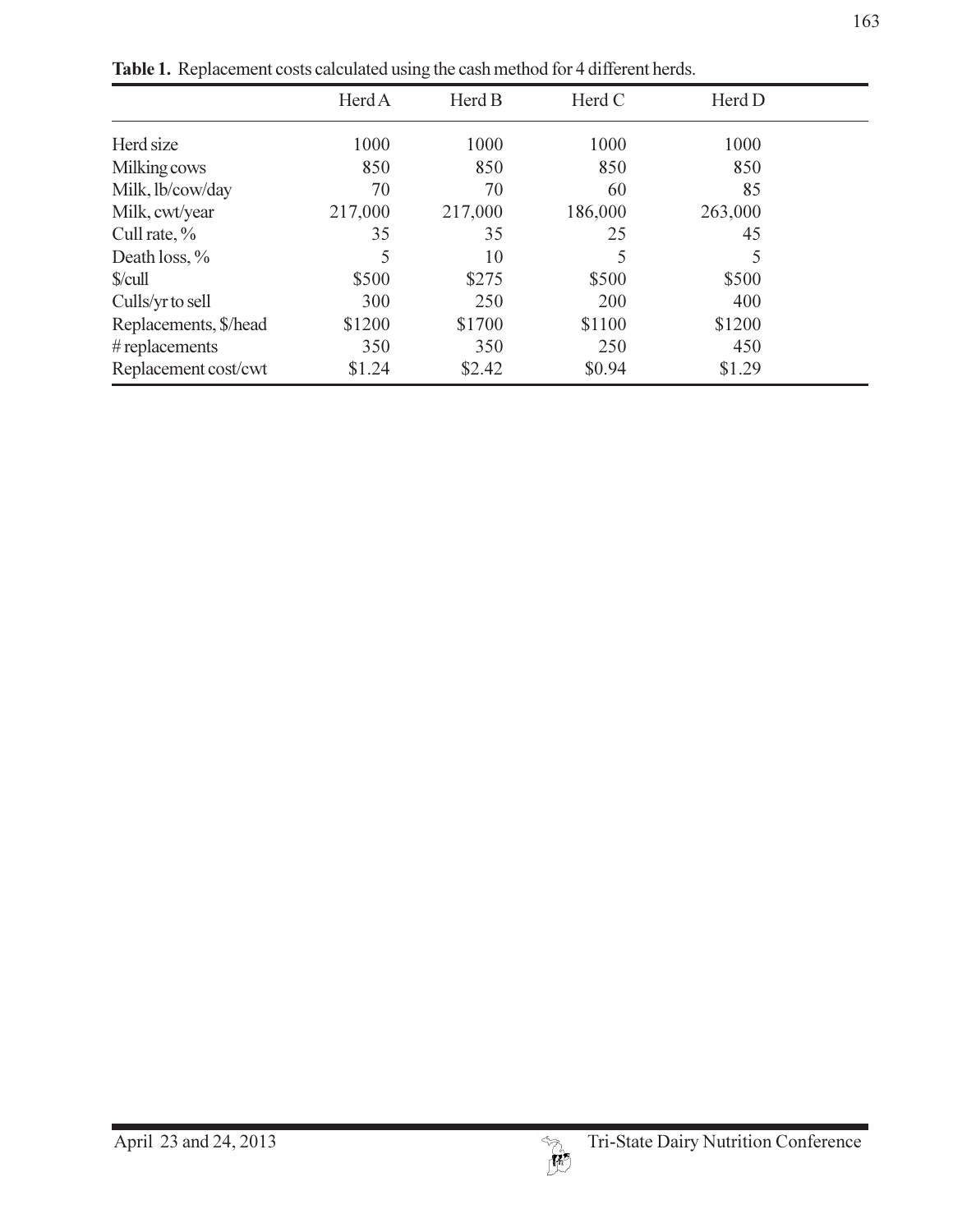**Table 1.** Replacement costs calculated using the cash method for 4 different herds.

| | Herd A | Herd B | Herd C | Herd D |
|---|---|---|---|---|
| Herd size | 1000 | 1000 | 1000 | 1000 |
| Milking cows | 850 | 850 | 850 | 850 |
| Milk, lb/cow/day | 70 | 70 | 60 | 85 |
| Milk, cwt/year | 217,000 | 217,000 | 186,000 | 263,000 |
| Cull rate, % | 35 | 35 | 25 | 45 |
| Death loss, % | 5 | 10 | 5 | 5 |
| $/cull | $500 | $275 | $500 | $500 |
| Culls/yr to sell | 300 | 250 | 200 | 400 |
| Replacements, $/head | $1200 | $1700 | $1100 | $1200 |
| # replacements | 350 | 350 | 250 | 450 |
| Replacement cost/cwt | $1.24 | $2.42 | $0.94 | $1.29 |